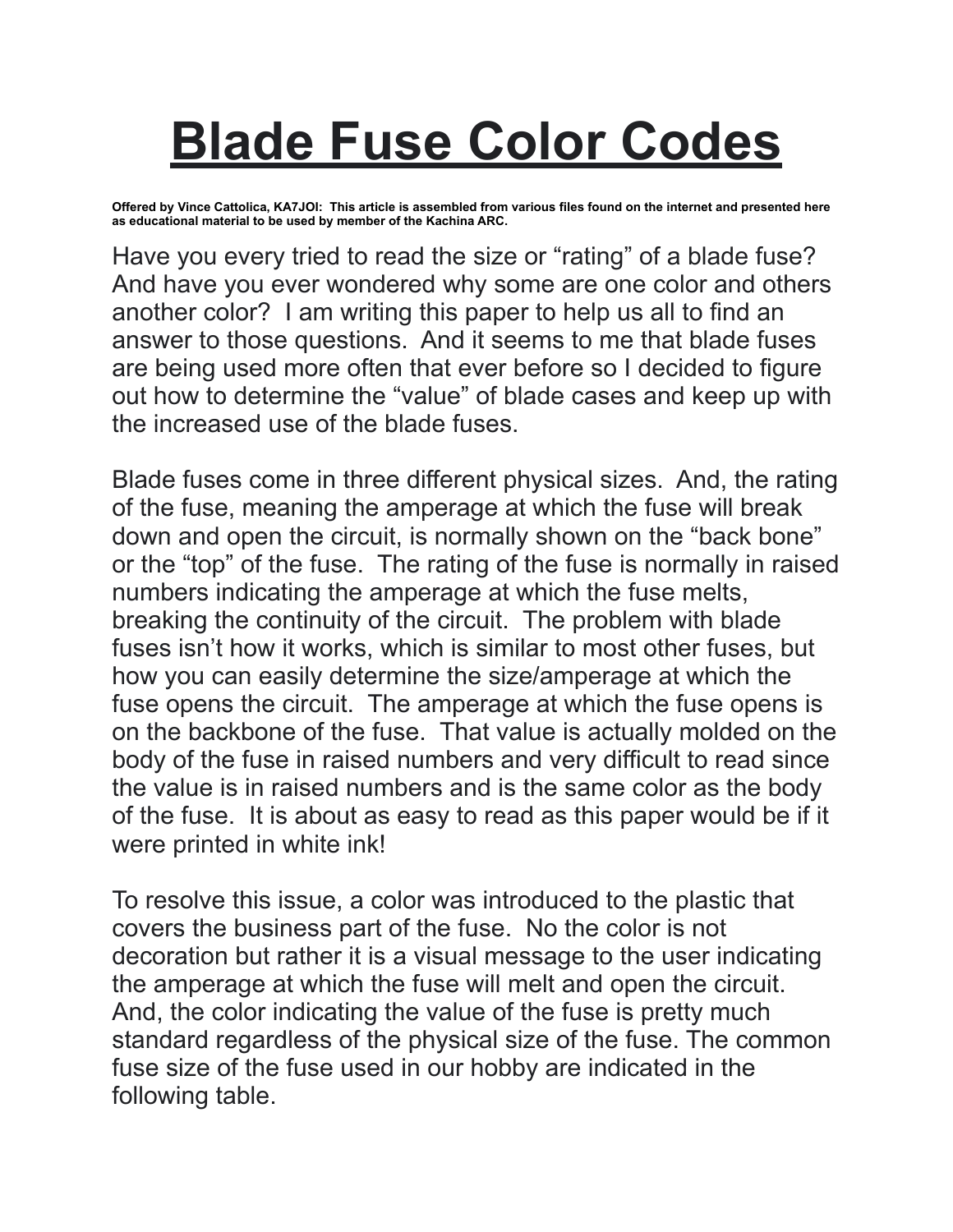# Blade Fuse Color Codes

**Offered by Vince Cattolica, KA7JOI: This article is assembled from various files found on the internet and presented here as educational material to be used by member of the Kachina ARC.**

Have you every tried to read the size or "rating" of a blade fuse? And have you ever wondered why some are one color and others another color? I am writing this paper to help us all to find an answer to those questions. And it seems to me that blade fuses are being used more often that ever before so I decided to figure out how to determine the "value" of blade cases and keep up with the increased use of the blade fuses.

Blade fuses come in three different physical sizes. And, the rating of the fuse, meaning the amperage at which the fuse will break down and open the circuit, is normally shown on the "back bone" or the "top" of the fuse. The rating of the fuse is normally in raised numbers indicating the amperage at which the fuse melts, breaking the continuity of the circuit. The problem with blade fuses isn't how it works, which is similar to most other fuses, but how you can easily determine the size/amperage at which the fuse opens the circuit. The amperage at which the fuse opens is on the backbone of the fuse. That value is actually molded on the body of the fuse in raised numbers and very difficult to read since the value is in raised numbers and is the same color as the body of the fuse. It is about as easy to read as this paper would be if it were printed in white ink!

To resolve this issue, a color was introduced to the plastic that covers the business part of the fuse. No the color is not decoration but rather it is a visual message to the user indicating the amperage at which the fuse will melt and open the circuit. And, the color indicating the value of the fuse is pretty much standard regardless of the physical size of the fuse. The common fuse size of the fuse used in our hobby are indicated in the following table.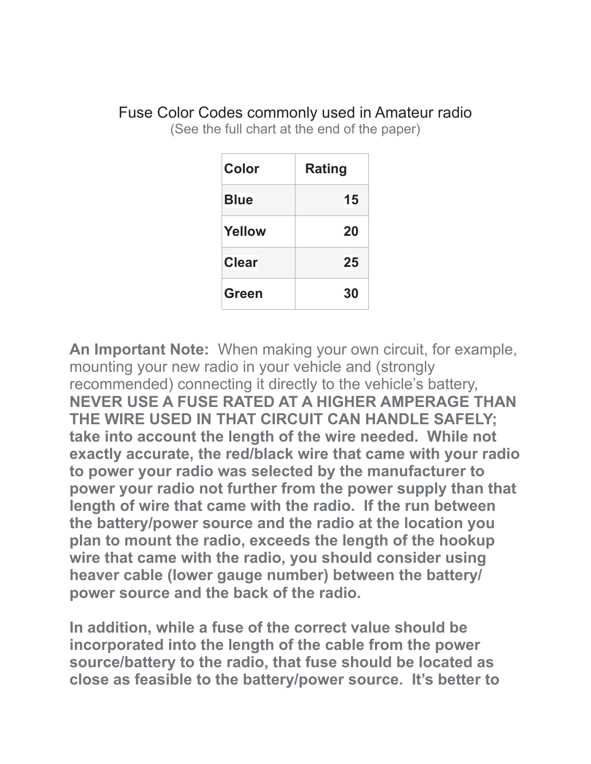Fuse Color Codes commonly used in Amateur radio

(See the full chart at the end of the paper)

| Color | Rating |
| --- | --- |
| **Blue** | **15** |
| **Yellow** | **20** |
| **Clear** | **25** |
| **Green** | **30** |

**An Important Note:** When making your own circuit, for example, mounting your new radio in your vehicle and (strongly recommended) connecting it directly to the vehicle's battery, **NEVER USE A FUSE RATED AT A HIGHER AMPERAGE THAN THE WIRE USED IN THAT CIRCUIT CAN HANDLE SAFELY; take into account the length of the wire needed. While not exactly accurate, the red/black wire that came with your radio to power your radio was selected by the manufacturer to power your radio not further from the power supply than that length of wire that came with the radio. If the run between the battery/power source and the radio at the location you plan to mount the radio, exceeds the length of the hookup wire that came with the radio, you should consider using heaver cable (lower gauge number) between the battery/ power source and the back of the radio.**

**In addition, while a fuse of the correct value should be incorporated into the length of the cable from the power source/battery to the radio, that fuse should be located as close as feasible to the battery/power source. It's better to**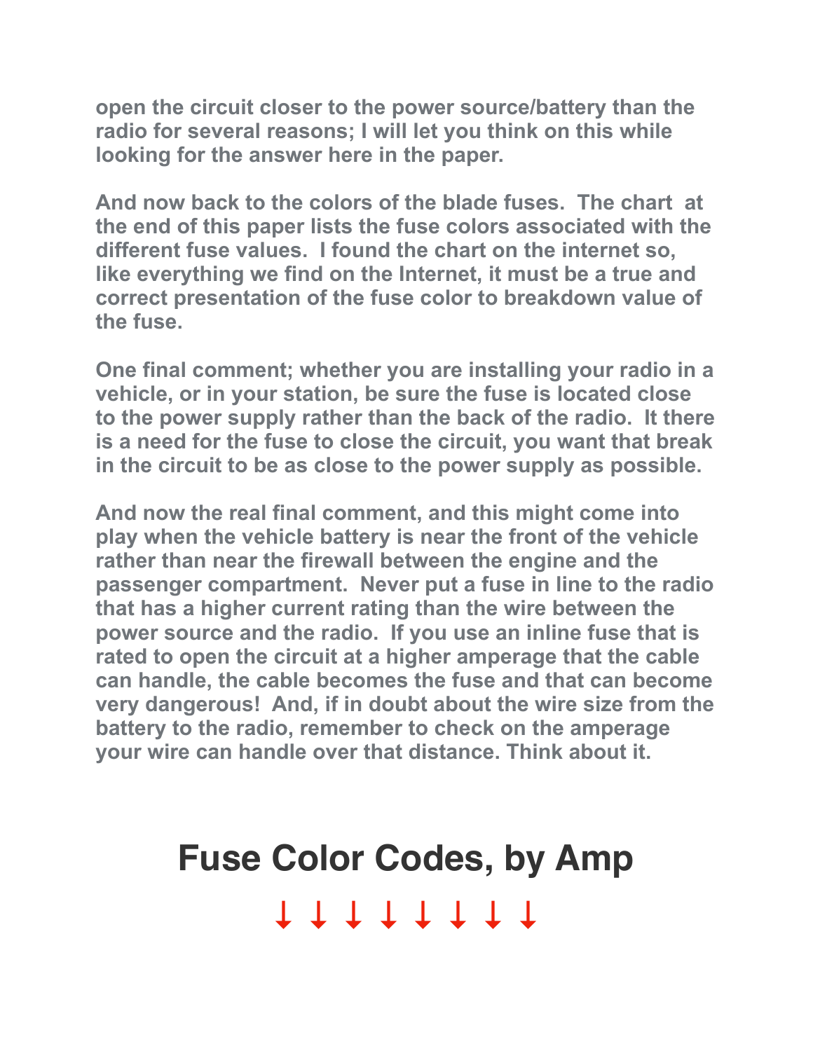**open the circuit closer to the power source/battery than the radio for several reasons; I will let you think on this while looking for the answer here in the paper.**

**And now back to the colors of the blade fuses. The chart at the end of this paper lists the fuse colors associated with the different fuse values. I found the chart on the internet so, like everything we find on the Internet, it must be a true and correct presentation of the fuse color to breakdown value of the fuse.**

**One final comment; whether you are installing your radio in a vehicle, or in your station, be sure the fuse is located close to the power supply rather than the back of the radio. It there is a need for the fuse to close the circuit, you want that break in the circuit to be as close to the power supply as possible.**

**And now the real final comment, and this might come into play when the vehicle battery is near the front of the vehicle rather than near the firewall between the engine and the passenger compartment. Never put a fuse in line to the radio that has a higher current rating than the wire between the power source and the radio. If you use an inline fuse that is rated to open the circuit at a higher amperage that the cable can handle, the cable becomes the fuse and that can become very dangerous! And, if in doubt about the wire size from the battery to the radio, remember to check on the amperage your wire can handle over that distance. Think about it.**

# Fuse Color Codes, by Amp

↓ ↓ ↓ ↓ ↓ ↓ ↓ ↓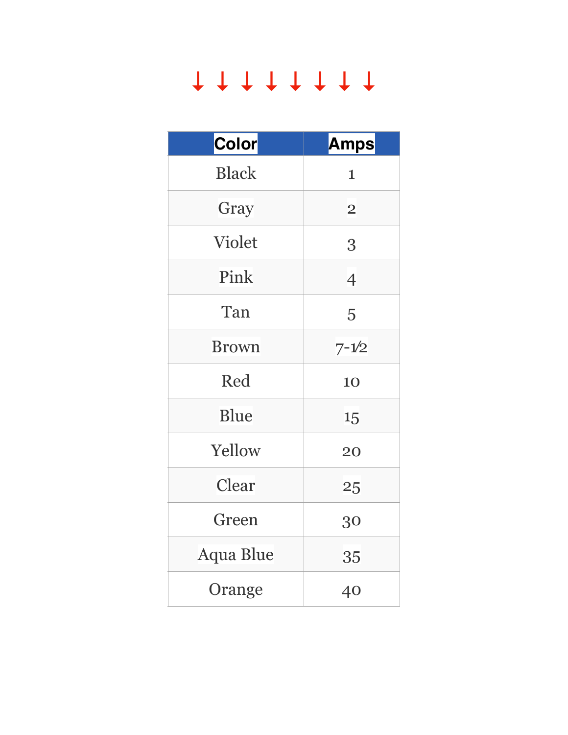↓ ↓ ↓ ↓ ↓ ↓ ↓ ↓

| Color | Amps |
|---|---|
| Black | 1 |
| Gray | 2 |
| Violet | 3 |
| Pink | 4 |
| Tan | 5 |
| Brown | 7-1⁄2 |
| Red | 10 |
| Blue | 15 |
| Yellow | 20 |
| Clear | 25 |
| Green | 30 |
| Aqua Blue | 35 |
| Orange | 40 |